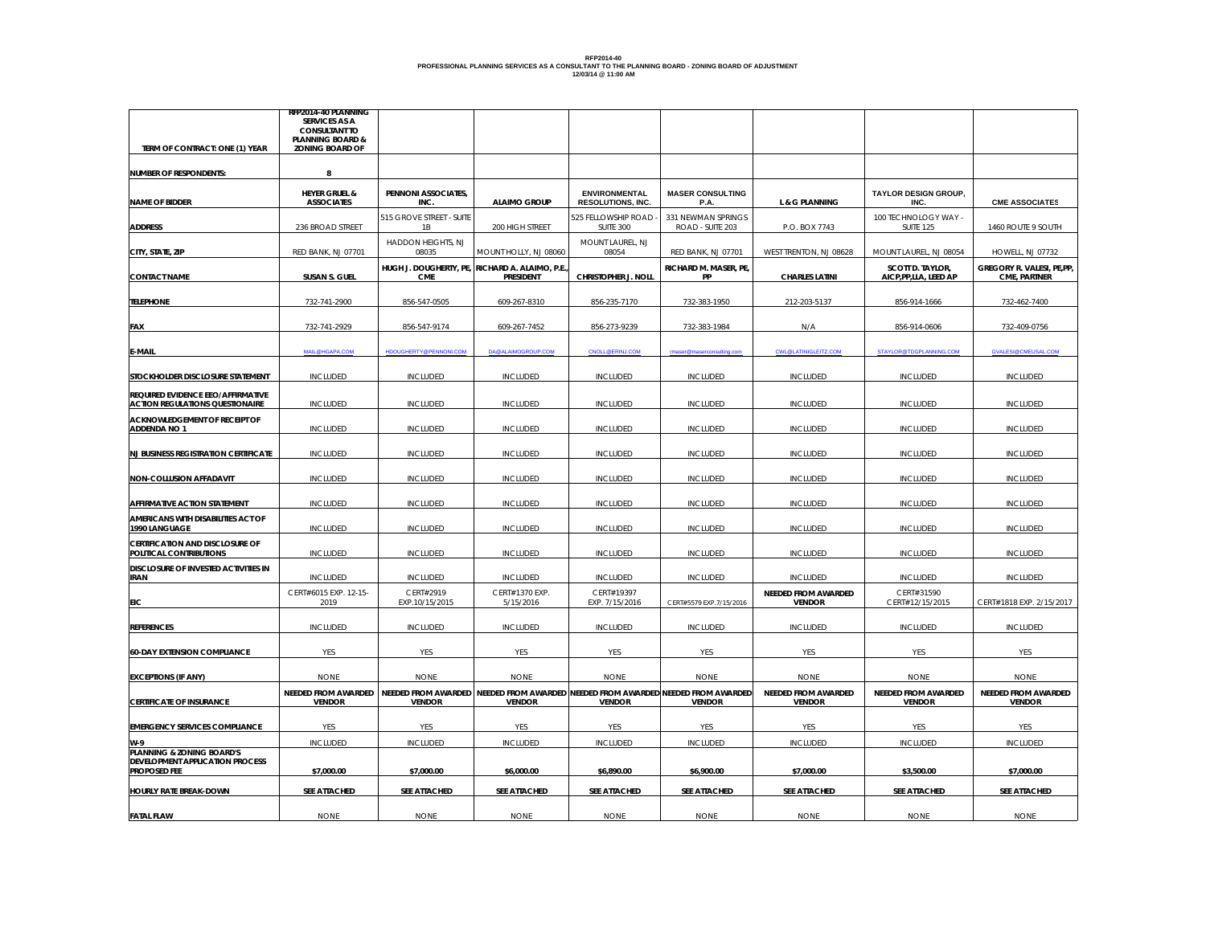**RFP2014-40**
**PROFESSIONAL PLANNING SERVICES AS A CONSULTANT TO THE PLANNING BOARD - ZONING BOARD OF ADJUSTMENT**
**12/03/14 @ 11:00 AM**

| TERM OF CONTRACT: ONE (1) YEAR | RFP2014-40 PLANNING SERVICES AS A CONSULTANT TO PLANNING BOARD & ZONING BOARD OF | | | | | | | |
|---|---|---|---|---|---|---|---|---|
| NUMBER OF RESPONDENTS: | 8 | | | | | | | |
| NAME OF BIDDER | HEYER GRUEL & ASSOCIATES | PENNONI ASSOCIATES, INC. | ALAIMO GROUP | ENVIRONMENTAL RESOLUTIONS, INC. | MASER CONSULTING P.A. | L & G PLANNING | TAYLOR DESIGN GROUP, INC. | CME ASSOCIATES |
| ADDRESS | 236 BROAD STREET | 515 GROVE STREET - SUITE 1B | 200 HIGH STREET | 525 FELLOWSHIP ROAD - SUITE 300 | 331 NEWMAN SPRINGS ROAD - SUITE 203 | P.O. BOX 7743 | 100 TECHNOLOGY WAY - SUITE 125 | 1460 ROUTE 9 SOUTH |
| CITY, STATE, ZIP | RED BANK, NJ 07701 | HADDON HEIGHTS, NJ 08035 | MOUNT HOLLY, NJ 08060 | MOUNT LAUREL, NJ 08054 | RED BANK, NJ 07701 | WEST TRENTON, NJ 08628 | MOUNT LAUREL, NJ 08054 | HOWELL, NJ 07732 |
| CONTACT NAME | SUSAN S. GUEL | HUGH J. DOUGHERTY, PE, CME | RICHARD A. ALAIMO, P.E., PRESIDENT | CHRISTOPHER J. NOLL | RICHARD M. MASER, PE, PP | CHARLES LATINI | SCOTT D. TAYLOR, AICP,PP,LLA, LEED AP | GREGORY R. VALESI, PE,PP, CME, PARTNER |
| TELEPHONE | 732-741-2900 | 856-547-0505 | 609-267-8310 | 856-235-7170 | 732-383-1950 | 212-203-5137 | 856-914-1666 | 732-462-7400 |
| FAX | 732-741-2929 | 856-547-9174 | 609-267-7452 | 856-273-9239 | 732-383-1984 | N/A | 856-914-0606 | 732-409-0756 |
| E-MAIL | MAIL@HGAPA.COM | HDOUGHERTY@PENNONI.COM | DA@ALAIMOGROUP.COM | CNOLL@ERINJ.COM | rmaser@maserconsulting.com | CWL@LATINIGLEITZ.COM | STAYLOR@TDGPLANNING.COM | GVALESI@CMEUSA1.COM |
| STOCKHOLDER DISCLOSURE STATEMENT | INCLUDED | INCLUDED | INCLUDED | INCLUDED | INCLUDED | INCLUDED | INCLUDED | INCLUDED |
| REQUIRED EVIDENCE EEO/AFFIRMATIVE ACTION REGULATIONS QUESTIONAIRE | INCLUDED | INCLUDED | INCLUDED | INCLUDED | INCLUDED | INCLUDED | INCLUDED | INCLUDED |
| ACKNOWLEDGEMENT OF RECEIPT OF ADDENDA NO 1 | INCLUDED | INCLUDED | INCLUDED | INCLUDED | INCLUDED | INCLUDED | INCLUDED | INCLUDED |
| NJ BUSINESS REGISTRATION CERTIFICATE | INCLUDED | INCLUDED | INCLUDED | INCLUDED | INCLUDED | INCLUDED | INCLUDED | INCLUDED |
| NON-COLLUSION AFFADAVIT | INCLUDED | INCLUDED | INCLUDED | INCLUDED | INCLUDED | INCLUDED | INCLUDED | INCLUDED |
| AFFIRMATIVE ACTION STATEMENT | INCLUDED | INCLUDED | INCLUDED | INCLUDED | INCLUDED | INCLUDED | INCLUDED | INCLUDED |
| AMERICANS WITH DISABILITIES ACT OF 1990 LANGUAGE | INCLUDED | INCLUDED | INCLUDED | INCLUDED | INCLUDED | INCLUDED | INCLUDED | INCLUDED |
| CERTIFICATION AND DISCLOSURE OF POLITICAL CONTRIBUTIONS | INCLUDED | INCLUDED | INCLUDED | INCLUDED | INCLUDED | INCLUDED | INCLUDED | INCLUDED |
| DISCLOSURE OF INVESTED ACTIVITIES IN IRAN | INCLUDED | INCLUDED | INCLUDED | INCLUDED | INCLUDED | INCLUDED | INCLUDED | INCLUDED |
| EIC | CERT#6015 EXP. 12-15-2019 | CERT#2919 EXP.10/15/2015 | CERT#1370 EXP. 5/15/2016 | CERT#19397 EXP. 7/15/2016 | CERT#5579 EXP.7/15/2016 | NEEDED FROM AWARDED VENDOR | CERT#31590 CERT#12/15/2015 | CERT#1818 EXP. 2/15/2017 |
| REFERENCES | INCLUDED | INCLUDED | INCLUDED | INCLUDED | INCLUDED | INCLUDED | INCLUDED | INCLUDED |
| 60-DAY EXTENSION COMPLIANCE | YES | YES | YES | YES | YES | YES | YES | YES |
| EXCEPTIONS (IF ANY) | NONE | NONE | NONE | NONE | NONE | NONE | NONE | NONE |
| CERTIFICATE OF INSURANCE | NEEDED FROM AWARDED VENDOR | NEEDED FROM AWARDED VENDOR | NEEDED FROM AWARDED VENDOR | NEEDED FROM AWARDED VENDOR | NEEDED FROM AWARDED VENDOR | NEEDED FROM AWARDED VENDOR | NEEDED FROM AWARDED VENDOR | NEEDED FROM AWARDED VENDOR |
| EMERGENCY SERVICES COMPLIANCE | YES | YES | YES | YES | YES | YES | YES | YES |
| W-9 | INCLUDED | INCLUDED | INCLUDED | INCLUDED | INCLUDED | INCLUDED | INCLUDED | INCLUDED |
| PLANNING & ZONING BOARD'S DEVELOPMENT APPLICATION PROCESS PROPOSED FEE | $7,000.00 | $7,000.00 | $6,000.00 | $6,890.00 | $6,900.00 | $7,000.00 | $3,500.00 | $7,000.00 |
| HOURLY RATE BREAK-DOWN | SEE ATTACHED | SEE ATTACHED | SEE ATTACHED | SEE ATTACHED | SEE ATTACHED | SEE ATTACHED | SEE ATTACHED | SEE ATTACHED |
| FATAL FLAW | NONE | NONE | NONE | NONE | NONE | NONE | NONE | NONE |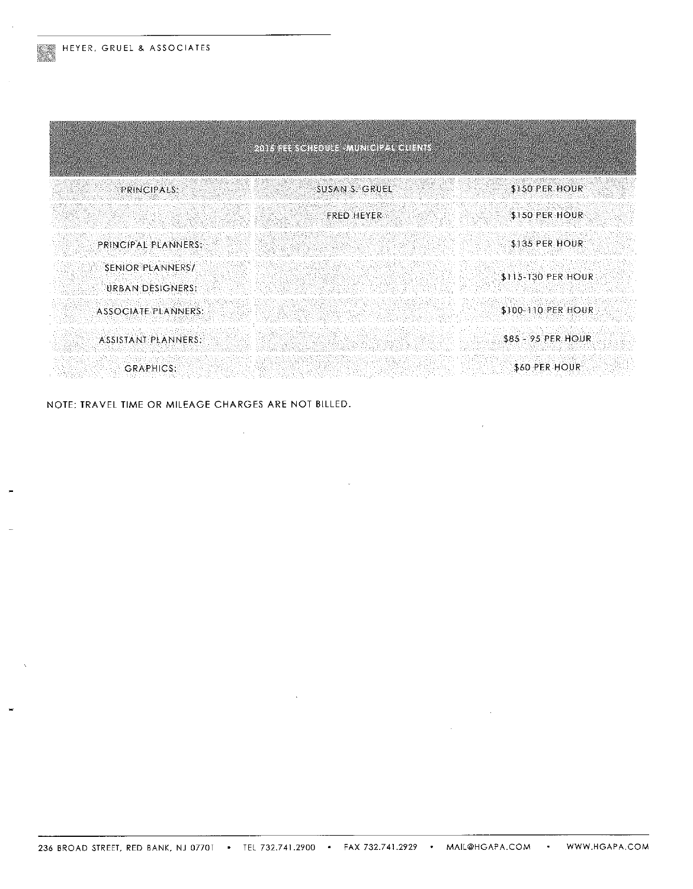| 2015 FEE SCHEDULE - MUNICIPAL CLIENTS | | |
|---|---|---|
| PRINCIPALS: | SUSAN S. GRUEL | $150 PER HOUR |
| | FRED HEYER | $150 PER HOUR |
| PRINCIPAL PLANNERS: | | $135 PER HOUR |
| SENIOR PLANNERS/ URBAN DESIGNERS: | | $115-130 PER HOUR |
| ASSOCIATE PLANNERS: | | $100-110 PER HOUR |
| ASSISTANT PLANNERS: | | $85 - 95 PER HOUR |
| GRAPHICS: | | $60 PER HOUR |

NOTE: TRAVEL TIME OR MILEAGE CHARGES ARE NOT BILLED.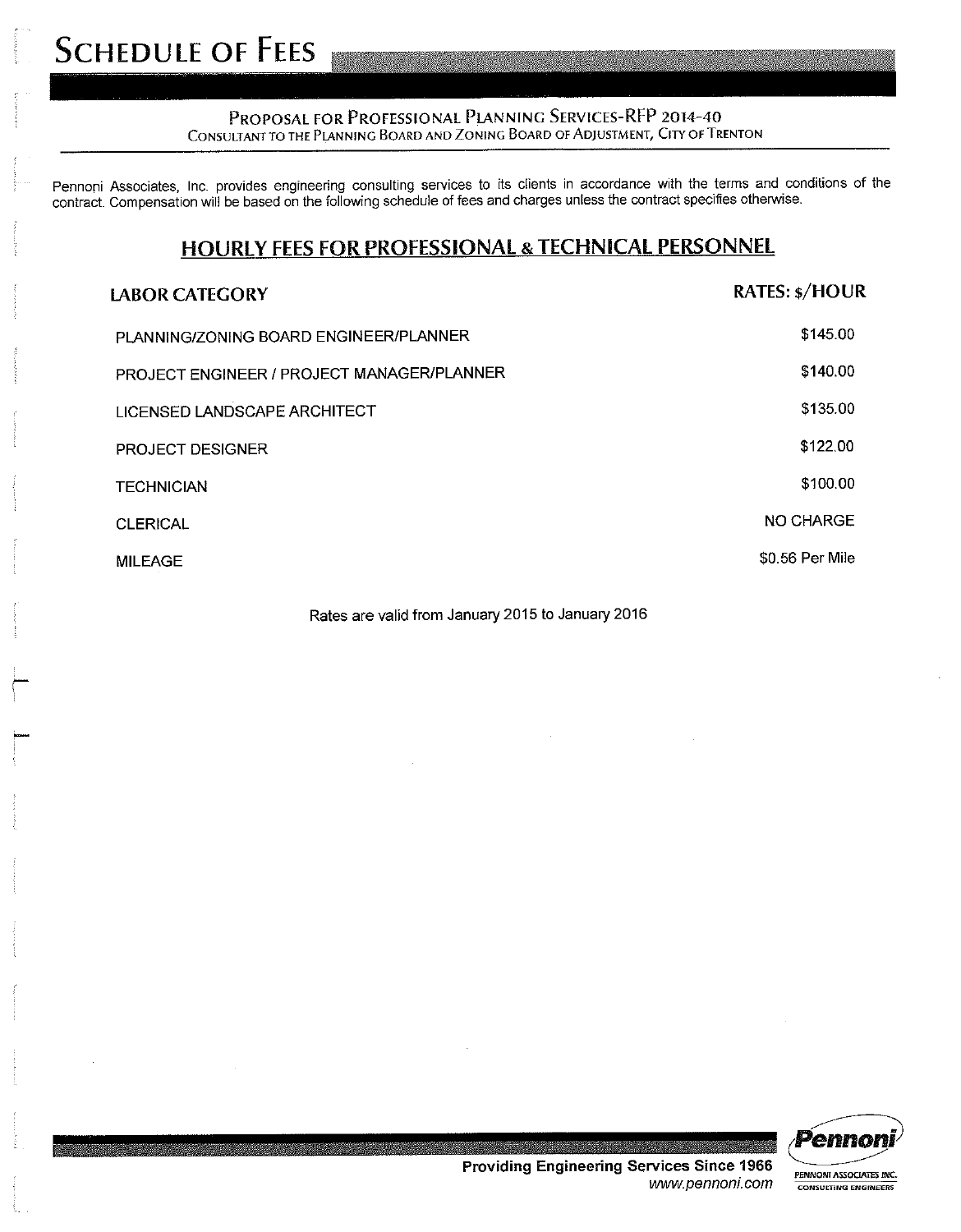# Schedule of Fees

**Proposal for Professional Planning Services-RFP 2014-40**
Consultant to the Planning Board and Zoning Board of Adjustment, City of Trenton

Pennoni Associates, Inc. provides engineering consulting services to its clients in accordance with the terms and conditions of the contract. Compensation will be based on the following schedule of fees and charges unless the contract specifies otherwise.

## HOURLY FEES FOR PROFESSIONAL & TECHNICAL PERSONNEL

| LABOR CATEGORY | RATES: $/HOUR |
|---|---|
| PLANNING/ZONING BOARD ENGINEER/PLANNER | $145.00 |
| PROJECT ENGINEER / PROJECT MANAGER/PLANNER | $140.00 |
| LICENSED LANDSCAPE ARCHITECT | $135.00 |
| PROJECT DESIGNER | $122.00 |
| TECHNICIAN | $100.00 |
| CLERICAL | NO CHARGE |
| MILEAGE | $0.56 Per Mile |

Rates are valid from January 2015 to January 2016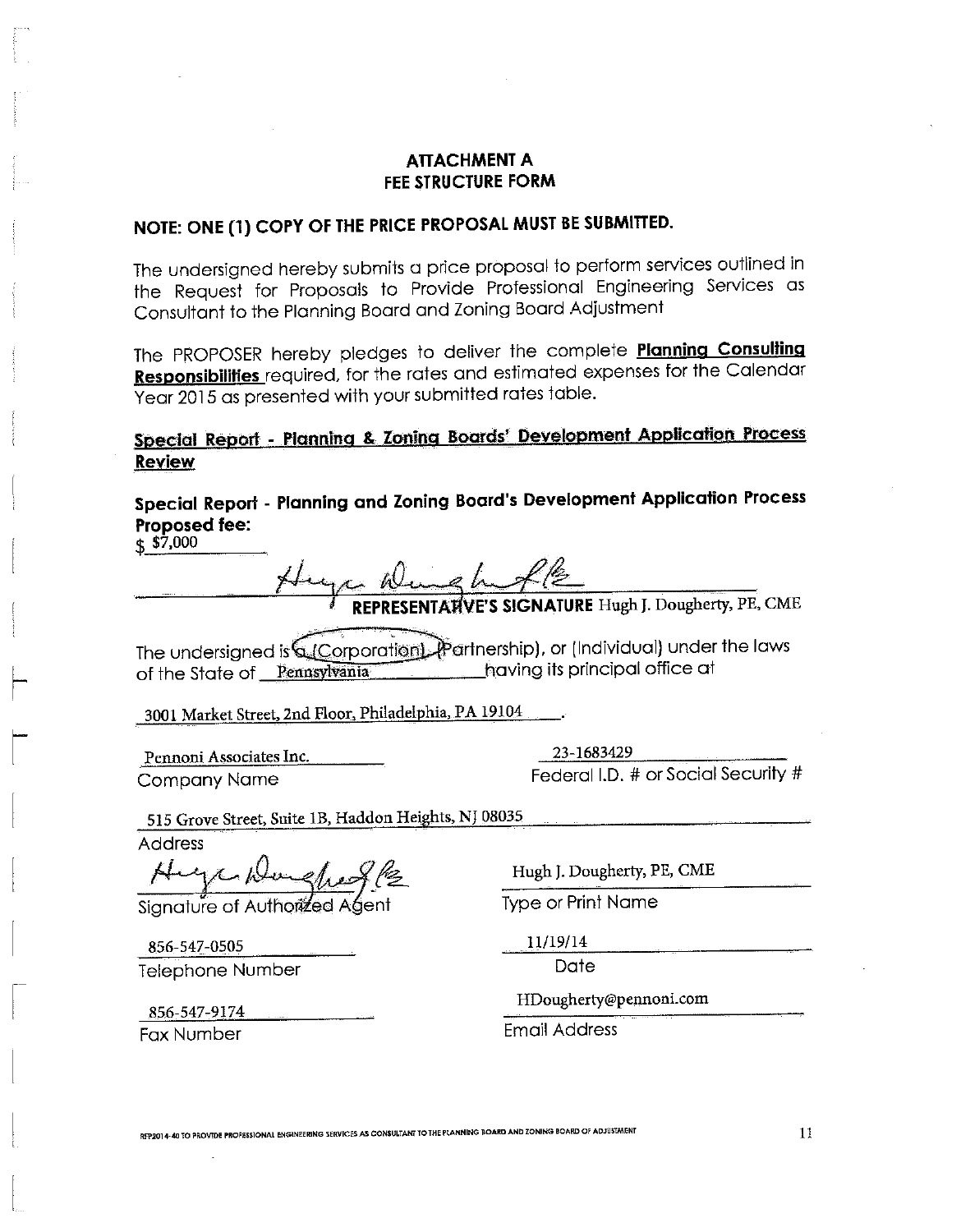## ATTACHMENT A
## FEE STRUCTURE FORM

### NOTE: ONE (1) COPY OF THE PRICE PROPOSAL MUST BE SUBMITTED.

The undersigned hereby submits a price proposal to perform services outlined in the Request for Proposals to Provide Professional Engineering Services as Consultant to the Planning Board and Zoning Board Adjustment

The PROPOSER hereby pledges to deliver the complete **Planning Consulting Responsibilities** required, for the rates and estimated expenses for the Calendar Year 2015 as presented with your submitted rates table.

**Special Report - Planning & Zoning Boards' Development Application Process Review**

**Special Report - Planning and Zoning Board's Development Application Process Proposed fee:**

$ $7,000

_______________________________
**REPRESENTATIVE'S SIGNATURE** Hugh J. Dougherty, PE, CME

The undersigned is a (Corporation), (Partnership), or (Individual) under the laws of the State of Pennsylvania having its principal office at

3001 Market Street, 2nd Floor, Philadelphia, PA 19104.

Pennoni Associates Inc.
Company Name

23-1683429
Federal I.D. # or Social Security #

515 Grove Street, Suite 1B, Haddon Heights, NJ 08035
Address

_______________________________
Signature of Authorized Agent

Hugh J. Dougherty, PE, CME
Type or Print Name

856-547-0505
Telephone Number

11/19/14
Date

856-547-9174
Fax Number

HDougherty@pennoni.com
Email Address

RFP2014-40 TO PROVIDE PROFESSIONAL ENGINEERING SERVICES AS CONSULTANT TO THE PLANNING BOARD AND ZONING BOARD OF ADJUSTMENT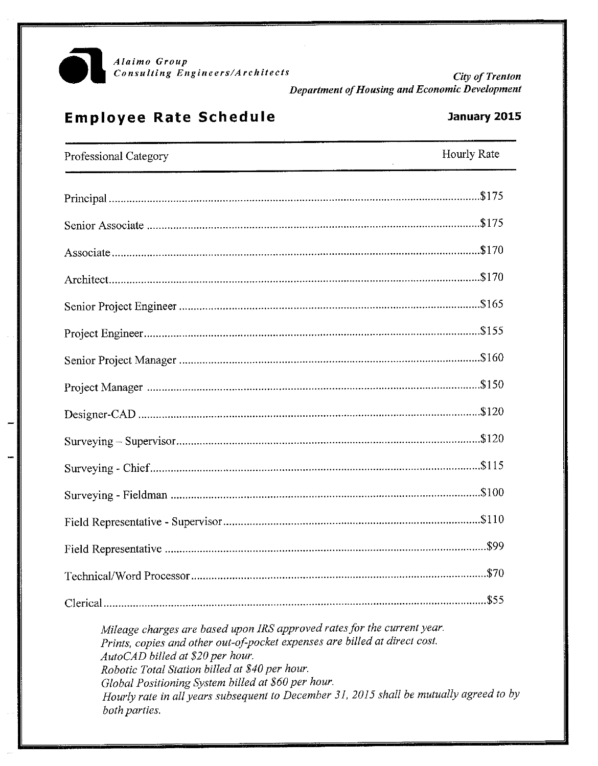*Alaimo Group*
*Consulting Engineers/Architects*

*City of Trenton*
*Department of Housing and Economic Development*

## Employee Rate Schedule

**January 2015**

| Professional Category | Hourly Rate |
|---|---|
| Principal | $175 |
| Senior Associate | $175 |
| Associate | $170 |
| Architect | $170 |
| Senior Project Engineer | $165 |
| Project Engineer | $155 |
| Senior Project Manager | $160 |
| Project Manager | $150 |
| Designer-CAD | $120 |
| Surveying – Supervisor | $120 |
| Surveying - Chief | $115 |
| Surveying - Fieldman | $100 |
| Field Representative - Supervisor | $110 |
| Field Representative | $99 |
| Technical/Word Processor | $70 |
| Clerical | $55 |

*Mileage charges are based upon IRS approved rates for the current year.*
*Prints, copies and other out-of-pocket expenses are billed at direct cost.*
*AutoCAD billed at $20 per hour.*
*Robotic Total Station billed at $40 per hour.*
*Global Positioning System billed at $60 per hour.*
*Hourly rate in all years subsequent to December 31, 2015 shall be mutually agreed to by both parties.*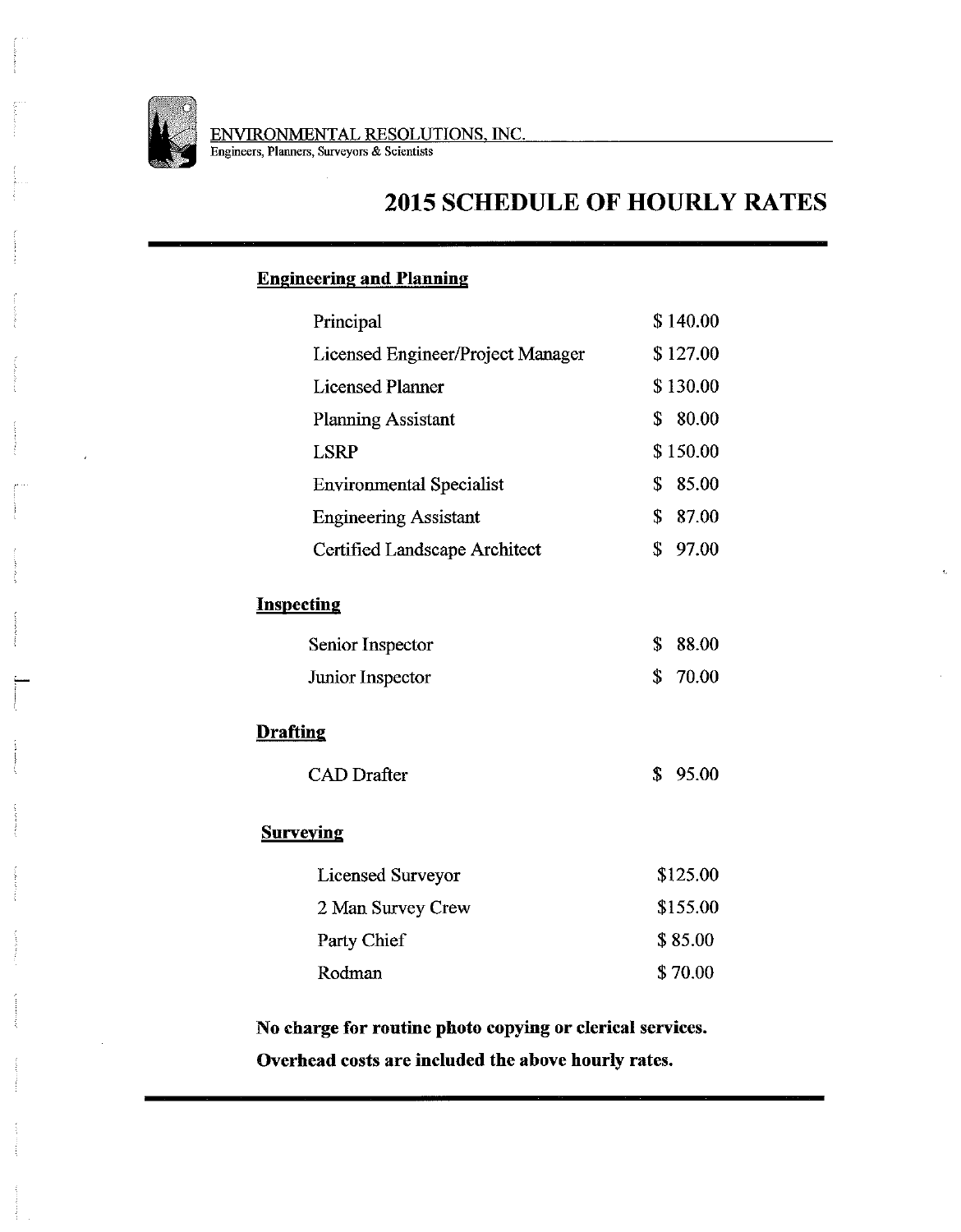ENVIRONMENTAL RESOLUTIONS, INC.
Engineers, Planners, Surveyors & Scientists

# 2015 SCHEDULE OF HOURLY RATES

**Engineering and Planning**

| Position | Rate |
|---|---|
| Principal | $ 140.00 |
| Licensed Engineer/Project Manager | $ 127.00 |
| Licensed Planner | $ 130.00 |
| Planning Assistant | $ 80.00 |
| LSRP | $ 150.00 |
| Environmental Specialist | $ 85.00 |
| Engineering Assistant | $ 87.00 |
| Certified Landscape Architect | $ 97.00 |

**Inspecting**

| Position | Rate |
|---|---|
| Senior Inspector | $ 88.00 |
| Junior Inspector | $ 70.00 |

**Drafting**

| Position | Rate |
|---|---|
| CAD Drafter | $ 95.00 |

**Surveying**

| Position | Rate |
|---|---|
| Licensed Surveyor | $125.00 |
| 2 Man Survey Crew | $155.00 |
| Party Chief | $ 85.00 |
| Rodman | $ 70.00 |

**No charge for routine photo copying or clerical services.**

**Overhead costs are included the above hourly rates.**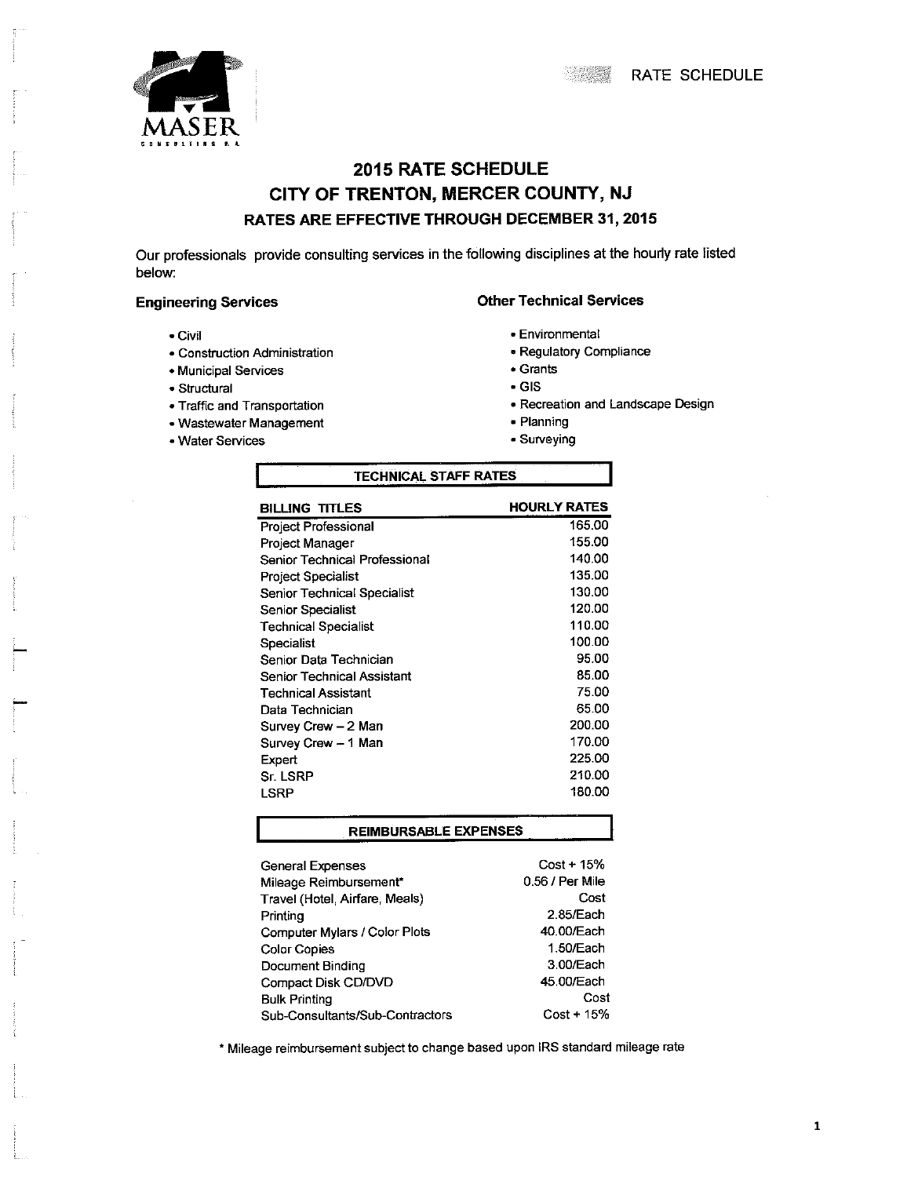MASER CONSULTING P.A.

RATE SCHEDULE

# 2015 RATE SCHEDULE
# CITY OF TRENTON, MERCER COUNTY, NJ
## RATES ARE EFFECTIVE THROUGH DECEMBER 31, 2015

Our professionals provide consulting services in the following disciplines at the hourly rate listed below:

**Engineering Services**

- Civil
- Construction Administration
- Municipal Services
- Structural
- Traffic and Transportation
- Wastewater Management
- Water Services

**Other Technical Services**

- Environmental
- Regulatory Compliance
- Grants
- GIS
- Recreation and Landscape Design
- Planning
- Surveying

**TECHNICAL STAFF RATES**

| BILLING TITLES | HOURLY RATES |
|---|---|
| Project Professional | 165.00 |
| Project Manager | 155.00 |
| Senior Technical Professional | 140.00 |
| Project Specialist | 135.00 |
| Senior Technical Specialist | 130.00 |
| Senior Specialist | 120.00 |
| Technical Specialist | 110.00 |
| Specialist | 100.00 |
| Senior Data Technician | 95.00 |
| Senior Technical Assistant | 85.00 |
| Technical Assistant | 75.00 |
| Data Technician | 65.00 |
| Survey Crew – 2 Man | 200.00 |
| Survey Crew – 1 Man | 170.00 |
| Expert | 225.00 |
| Sr. LSRP | 210.00 |
| LSRP | 180.00 |

**REIMBURSABLE EXPENSES**

| | |
|---|---|
| General Expenses | Cost + 15% |
| Mileage Reimbursement* | 0.56 / Per Mile |
| Travel (Hotel, Airfare, Meals) | Cost |
| Printing | 2.85/Each |
| Computer Mylars / Color Plots | 40.00/Each |
| Color Copies | 1.50/Each |
| Document Binding | 3.00/Each |
| Compact Disk CD/DVD | 45.00/Each |
| Bulk Printing | Cost |
| Sub-Consultants/Sub-Contractors | Cost + 15% |

* Mileage reimbursement subject to change based upon IRS standard mileage rate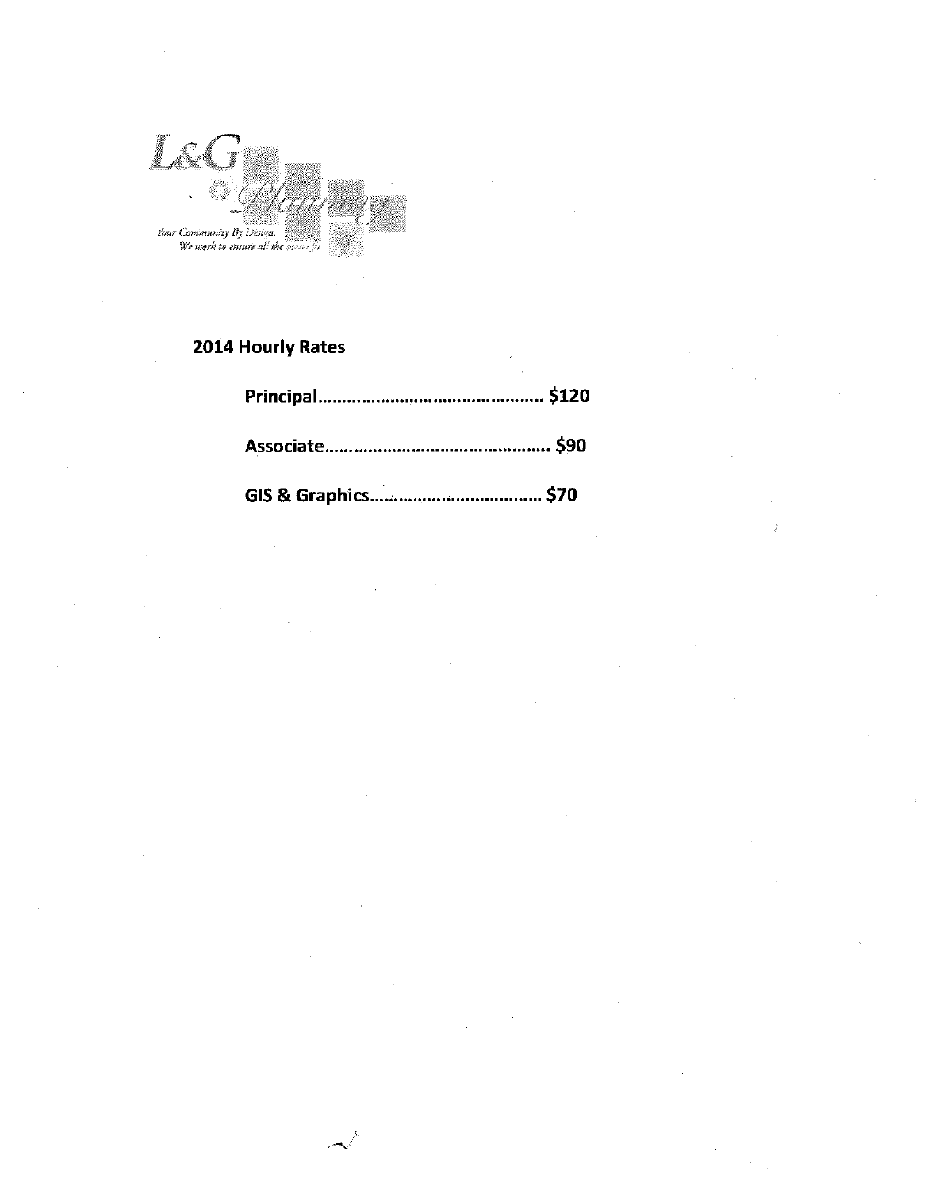L&G Planning

*Your Community By Design.*
*We work to ensure all the pieces fit*

## 2014 Hourly Rates

**Principal............................................ $120**

**Associate............................................ $90**

**GIS & Graphics.................................. $70**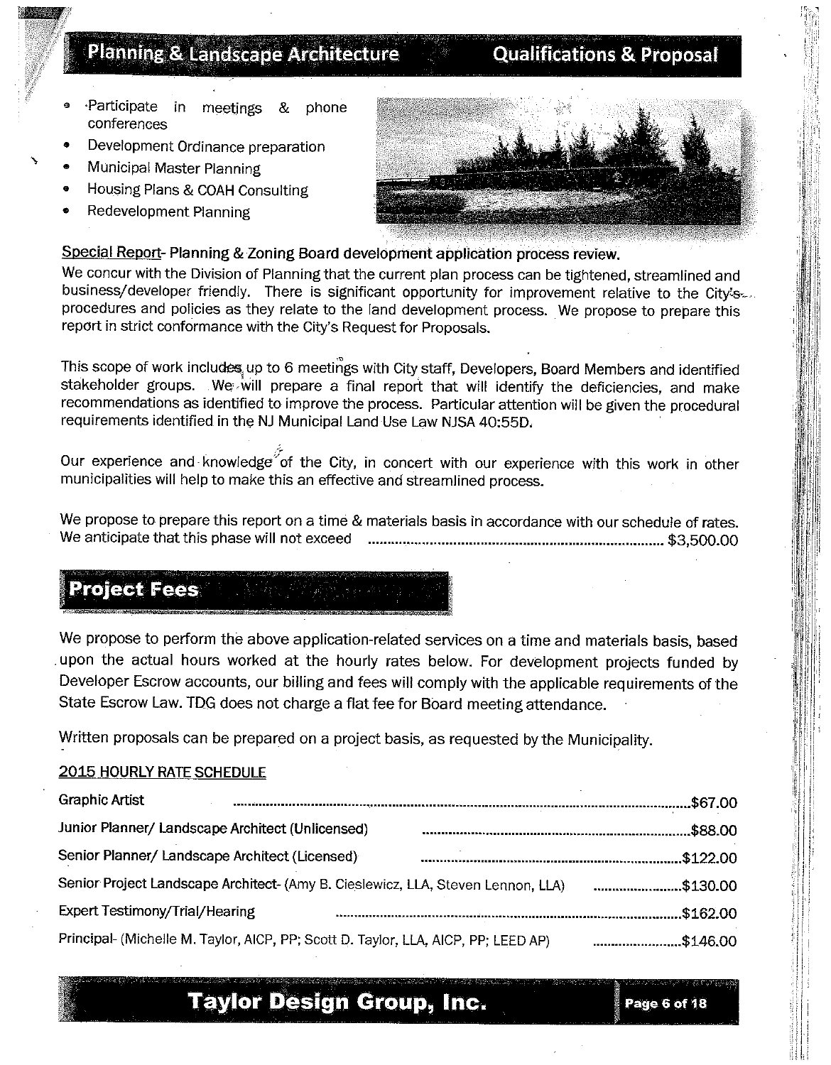- Participate in meetings & phone conferences
- Development Ordinance preparation
- Municipal Master Planning
- Housing Plans & COAH Consulting
- Redevelopment Planning

Special Report- **Planning & Zoning Board development application process review.**

We concur with the Division of Planning that the current plan process can be tightened, streamlined and business/developer friendly. There is significant opportunity for improvement relative to the City's procedures and policies as they relate to the land development process. We propose to prepare this report in strict conformance with the City's Request for Proposals.

This scope of work includes up to 6 meetings with City staff, Developers, Board Members and identified stakeholder groups. We will prepare a final report that will identify the deficiencies, and make recommendations as identified to improve the process. Particular attention will be given the procedural requirements identified in the NJ Municipal Land Use Law NJSA 40:55D.

Our experience and knowledge of the City, in concert with our experience with this work in other municipalities will help to make this an effective and streamlined process.

We propose to prepare this report on a time & materials basis in accordance with our schedule of rates. We anticipate that this phase will not exceed .................... $3,500.00

## Project Fees

We propose to perform the above application-related services on a time and materials basis, based upon the actual hours worked at the hourly rates below. For development projects funded by Developer Escrow accounts, our billing and fees will comply with the applicable requirements of the State Escrow Law. TDG does not charge a flat fee for Board meeting attendance.

Written proposals can be prepared on a project basis, as requested by the Municipality.

**2015 HOURLY RATE SCHEDULE**

| Position | Rate |
|---|---|
| Graphic Artist | $67.00 |
| Junior Planner/ Landscape Architect (Unlicensed) | $88.00 |
| Senior Planner/ Landscape Architect (Licensed) | $122.00 |
| Senior Project Landscape Architect- (Amy B. Cieslewicz, LLA, Steven Lennon, LLA) | $130.00 |
| Expert Testimony/Trial/Hearing | $162.00 |
| Principal- (Michelle M. Taylor, AICP, PP; Scott D. Taylor, LLA, AICP, PP; LEED AP) | $146.00 |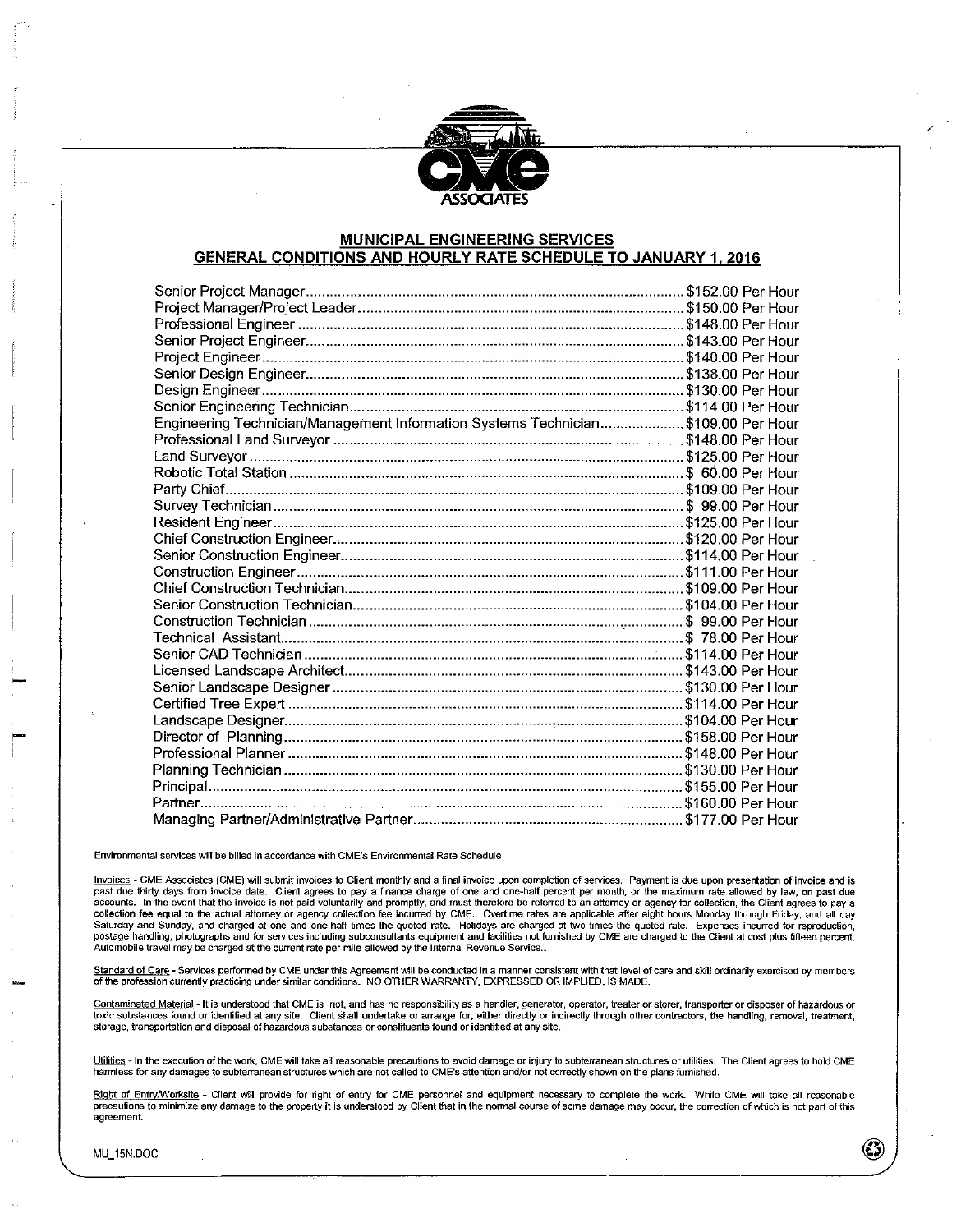## MUNICIPAL ENGINEERING SERVICES
## GENERAL CONDITIONS AND HOURLY RATE SCHEDULE TO JANUARY 1, 2016

| | |
|---|---|
| Senior Project Manager | $152.00 Per Hour |
| Project Manager/Project Leader | $150.00 Per Hour |
| Professional Engineer | $148.00 Per Hour |
| Senior Project Engineer | $143.00 Per Hour |
| Project Engineer | $140.00 Per Hour |
| Senior Design Engineer | $138.00 Per Hour |
| Design Engineer | $130.00 Per Hour |
| Senior Engineering Technician | $114.00 Per Hour |
| Engineering Technician/Management Information Systems Technician | $109.00 Per Hour |
| Professional Land Surveyor | $148.00 Per Hour |
| Land Surveyor | $125.00 Per Hour |
| Robotic Total Station | $ 60.00 Per Hour |
| Party Chief | $109.00 Per Hour |
| Survey Technician | $ 99.00 Per Hour |
| Resident Engineer | $125.00 Per Hour |
| Chief Construction Engineer | $120.00 Per Hour |
| Senior Construction Engineer | $114.00 Per Hour |
| Construction Engineer | $111.00 Per Hour |
| Chief Construction Technician | $109.00 Per Hour |
| Senior Construction Technician | $104.00 Per Hour |
| Construction Technician | $ 99.00 Per Hour |
| Technical Assistant | $ 78.00 Per Hour |
| Senior CAD Technician | $114.00 Per Hour |
| Licensed Landscape Architect | $143.00 Per Hour |
| Senior Landscape Designer | $130.00 Per Hour |
| Certified Tree Expert | $114.00 Per Hour |
| Landscape Designer | $104.00 Per Hour |
| Director of Planning | $158.00 Per Hour |
| Professional Planner | $148.00 Per Hour |
| Planning Technician | $130.00 Per Hour |
| Principal | $155.00 Per Hour |
| Partner | $160.00 Per Hour |
| Managing Partner/Administrative Partner | $177.00 Per Hour |

Environmental services will be billed in accordance with CME's Environmental Rate Schedule

Invoices - CME Associates (CME) will submit invoices to Client monthly and a final invoice upon completion of services. Payment is due upon presentation of invoice and is past due thirty days from invoice date. Client agrees to pay a finance charge of one and one-half percent per month, or the maximum rate allowed by law, on past due accounts. In the event that the invoice is not paid voluntarily and promptly, and must therefore be referred to an attorney or agency for collection, the Client agrees to pay a collection fee equal to the actual attorney or agency collection fee incurred by CME. Overtime rates are applicable after eight hours Monday through Friday, and all day Saturday and Sunday, and charged at one and one-half times the quoted rate. Holidays are charged at two times the quoted rate. Expenses incurred for reproduction, postage handling, photographs and for services including subconsultants equipment and facilities not furnished by CME are charged to the Client at cost plus fifteen percent. Automobile travel may be charged at the current rate per mile allowed by the Internal Revenue Service..

Standard of Care - Services performed by CME under this Agreement will be conducted in a manner consistent with that level of care and skill ordinarily exercised by members of the profession currently practicing under similar conditions. NO OTHER WARRANTY, EXPRESSED OR IMPLIED, IS MADE.

Contaminated Material - It is understood that CME is not, and has no responsibility as a handler, generator, operator, treater or storer, transporter or disposer of hazardous or toxic substances found or identified at any site. Client shall undertake or arrange for, either directly or indirectly through other contractors, the handling, removal, treatment, storage, transportation and disposal of hazardous substances or constituents found or identified at any site.

Utilities - In the execution of the work, CME will take all reasonable precautions to avoid damage or injury to subterranean structures or utilities. The Client agrees to hold CME harmless for any damages to subterranean structures which are not called to CME's attention and/or not correctly shown on the plans furnished.

Right of Entry/Worksite - Client will provide for right of entry for CME personnel and equipment necessary to complete the work. While CME will take all reasonable precautions to minimize any damage to the property it is understood by Client that in the normal course of some damage may occur, the correction of which is not part of this agreement.

MU_15N.DOC